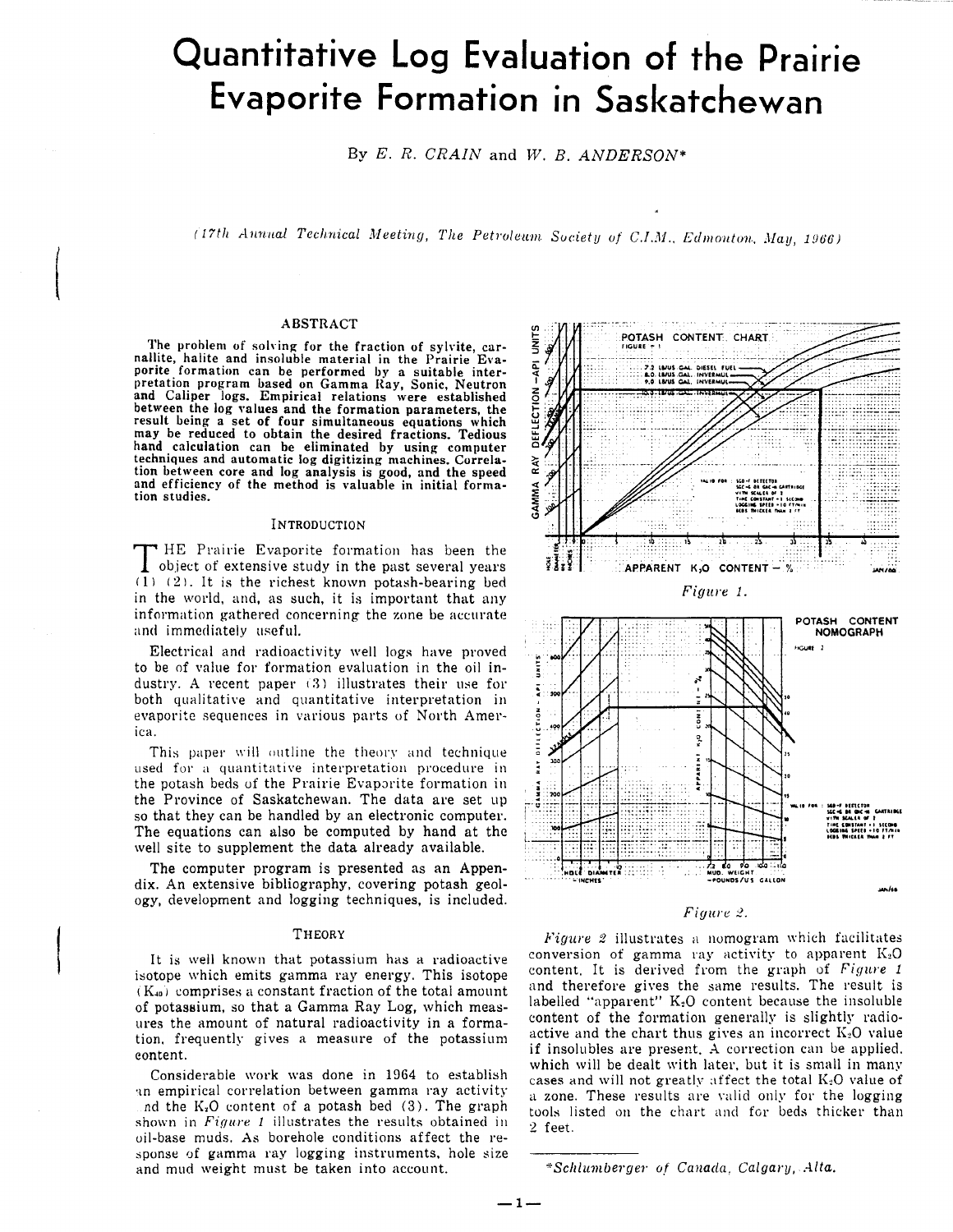# Quantitative Log Evaluation of the Prairie Evaporite Formation in Saskatchewan

By *E. R. CRAIN* and *W. B. ANDERSON**

*(17th Annual Technical Meeting, The Petroleum Society of C.I.M., Edmonton, May, 1966)*

## ABSTRACT

**The problem of solving for the fraction of sylvite, carnallite, halite and insoluble material in the Prairie Evaporite formation can be performed by a suitable interpretation program based on Gamma Ray, Sonic, Neutron and Caliper logs. Empirical relations were established between the log values and the formation parameters, the result being a set of four simultaneous equations which may be reduced to obtain the desired fractions. Tedious hand calculation can be eliminated by using computer techniques and automatic log digitizing machines. Correlation between core and log analysis is good, and the speed and efficiency of the method is valuable in initial formation studies.**

## INTRODUCTION

The Prairie Evaporite formation has been the object of extensive study in the past several years (1) (2). It is the richest known potash-bearing bed in the world, and, as such, it is important that any information gathered concerning the zone be accurate and immediately useful.

Electrical and radioactivity well logs have proved to be of value for formation evaluation in the oil industry. A recent paper (3) illustrates their use for both qualitative and quantitative interpretation in evaporite sequences in various parts of North America.

This paper will outline the theory and technique used for a quantitative interpretation procedure in the potash beds of the Prairie Evaporite formation in the Province of Saskatchewan. The data are set up so that they can be handled by an electronic computer. The equations can also be computed by hand at the well site to supplement the data already available.

The computer program is presented as an Appendix. An extensive bibliography, covering potash geology, development and logging techniques, is included.

## THEORY

It is well known that potassium has a radioactive isotope which emits gamma ray energy. This isotope ($K_{40}$) comprises a constant fraction of the total amount of potassium, so that a Gamma Ray Log, which measures the amount of natural radioactivity in a formation, frequently gives a measure of the potassium content.

Considerable work was done in 1964 to establish an empirical correlation between gamma ray activity and the $K_2O$ content of a potash bed (3). The graph shown in *Figure 1* illustrates the results obtained in oil-base muds. As borehole conditions affect the response of gamma ray logging instruments, hole size and mud weight must be taken into account.

POTASH CONTENT CHART
FIGURE 1
7.2 LB/US GAL. DIESEL FUEL
8.0 LB/US GAL. INVERMUL
9.0 LB/US GAL. INVERMUL
10.0 LB/US GAL. INVERMUL
GAMMA RAY DEFLECTION – API UNITS
APPARENT $K_2O$ CONTENT – %
HOLE DIAMETER – INCHES
VALID FOR: 360-F DETECTOR, SCC-K OR GNC-H CARTRIDGE WITH SCALES OF 5, TIME CONSTANT = 1 SECOND, LOGGING SPEED = 10 FT/MIN, BEDS THICKER THAN 2 FT

*Figure 1.*

POTASH CONTENT NOMOGRAPH
FIGURE 2
GAMMA RAY DEFLECTION – API UNITS
APPARENT $K_2O$ CONTENT – %
HOLE DIAMETER – INCHES
MUD WEIGHT – POUNDS/US GALLON
VALID FOR: 360-F DETECTOR, SCC-K OR GNC-H CARTRIDGE WITH SCALES OF 5, TIME CONSTANT = 1 SECOND, LOGGING SPEED = 10 FT/MIN, BEDS THICKER THAN 2 FT

*Figure 2.*

*Figure 2* illustrates a nomogram which facilitates conversion of gamma ray activity to apparent $K_2O$ content. It is derived from the graph of *Figure 1* and therefore gives the same results. The result is labelled "apparent" $K_2O$ content because the insoluble content of the formation generally is slightly radioactive and the chart thus gives an incorrect $K_2O$ value if insolubles are present. A correction can be applied, which will be dealt with later, but it is small in many cases and will not greatly affect the total $K_2O$ value of a zone. These results are valid only for the logging tools listed on the chart and for beds thicker than 2 feet.

*Schlumberger of Canada, Calgary, Alta.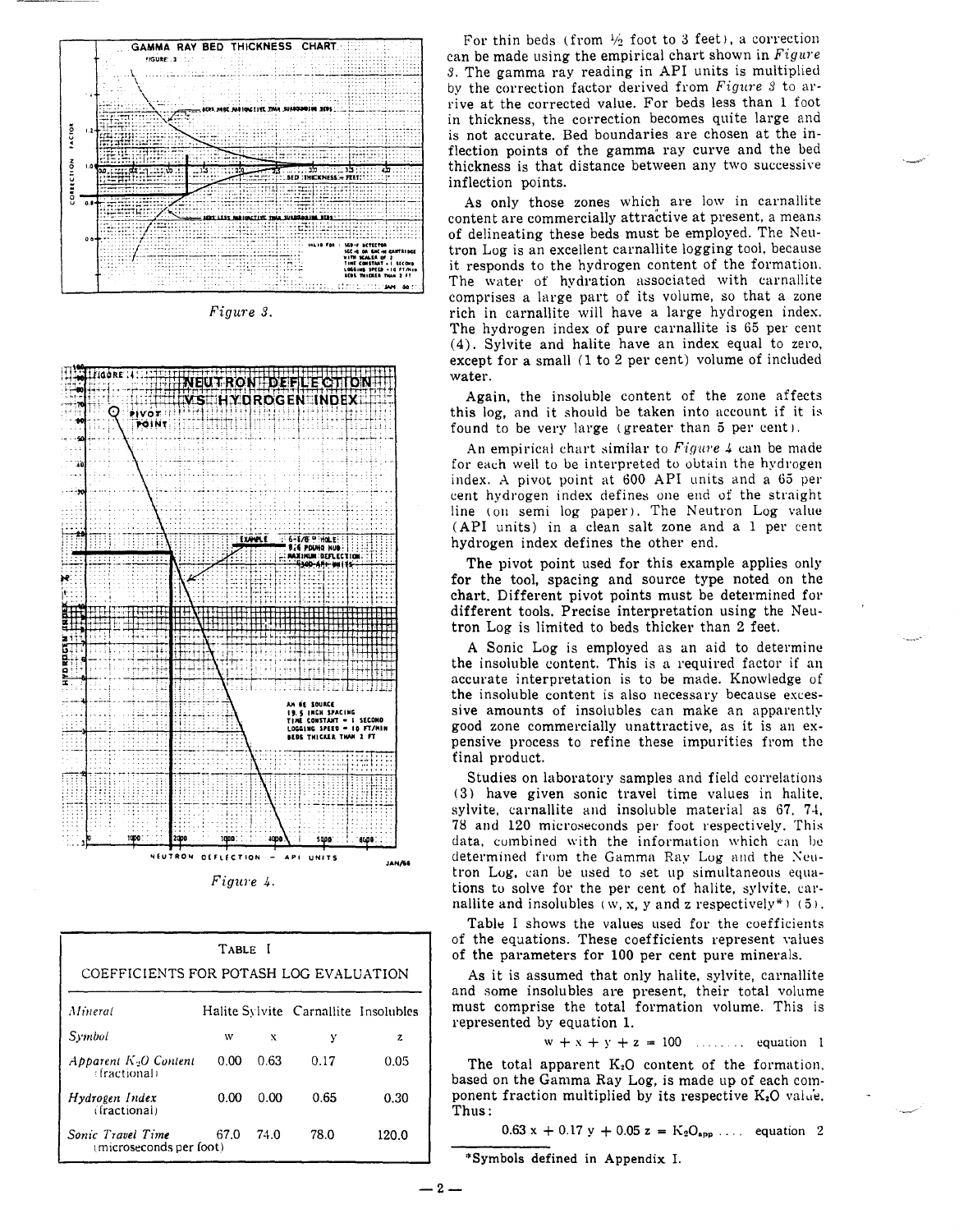Figure 3.

Figure 4.

| TABLE I COEFFICIENTS FOR POTASH LOG EVALUATION | | | | |
|---|---|---|---|---|
| *Mineral* | Halite | Sylvite | Carnallite | Insolubles |
| *Symbol* | w | x | y | z |
| *Apparent $K_2O$ Content* (fractional) | 0.00 | 0.63 | 0.17 | 0.05 |
| *Hydrogen Index* (fractional) | 0.00 | 0.00 | 0.65 | 0.30 |
| *Sonic Travel Time* (microseconds per foot) | 67.0 | 74.0 | 78.0 | 120.0 |

For thin beds (from ½ foot to 3 feet), a correction can be made using the empirical chart shown in *Figure 3*. The gamma ray reading in API units is multiplied by the correction factor derived from *Figure 3* to arrive at the corrected value. For beds less than 1 foot in thickness, the correction becomes quite large and is not accurate. Bed boundaries are chosen at the inflection points of the gamma ray curve and the bed thickness is that distance between any two successive inflection points.

As only those zones which are low in carnallite content are commercially attractive at present, a means of delineating these beds must be employed. The Neutron Log is an excellent carnallite logging tool, because it responds to the hydrogen content of the formation. The water of hydration associated with carnallite comprises a large part of its volume, so that a zone rich in carnallite will have a large hydrogen index. The hydrogen index of pure carnallite is 65 per cent (4). Sylvite and halite have an index equal to zero, except for a small (1 to 2 per cent) volume of included water.

Again, the insoluble content of the zone affects this log, and it should be taken into account if it is found to be very large (greater than 5 per cent).

An empirical chart similar to *Figure 4* can be made for each well to be interpreted to obtain the hydrogen index. A pivot point at 600 API units and a 65 per cent hydrogen index defines one end of the straight line (on semi log paper). The Neutron Log value (API units) in a clean salt zone and a 1 per cent hydrogen index defines the other end.

**The pivot point used for this example applies only for the tool, spacing and source type noted on the chart. Different pivot points must be determined for different tools. Precise interpretation using the Neutron Log is limited to beds thicker than 2 feet.**

A Sonic Log is employed as an aid to determine the insoluble content. This is a required factor if an accurate interpretation is to be made. Knowledge of the insoluble content is also necessary because excessive amounts of insolubles can make an apparently good zone commercially unattractive, as it is an expensive process to refine these impurities from the final product.

Studies on laboratory samples and field correlations (3) have given sonic travel time values in halite, sylvite, carnallite and insoluble material as 67, 74, 78 and 120 microseconds per foot respectively. This data, combined with the information which can be determined from the Gamma Ray Log and the Neutron Log, can be used to set up simultaneous equations to solve for the per cent of halite, sylvite, carnallite and insolubles (w, x, y and z respectively*) (5).

Table I shows the values used for the coefficients of the equations. These coefficients represent values of the parameters for 100 per cent pure minerals.

As it is assumed that only halite, sylvite, carnallite and some insolubles are present, their total volume must comprise the total formation volume. This is represented by equation 1.

$$w + x + y + z = 100 \quad \text{........ equation 1}$$

The total apparent $K_2O$ content of the formation, based on the Gamma Ray Log, is made up of each component fraction multiplied by its respective $K_2O$ value. Thus:

$$0.63\,x + 0.17\,y + 0.05\,z = K_2O_{app} \quad \text{.... equation 2}$$

*Symbols defined in Appendix I.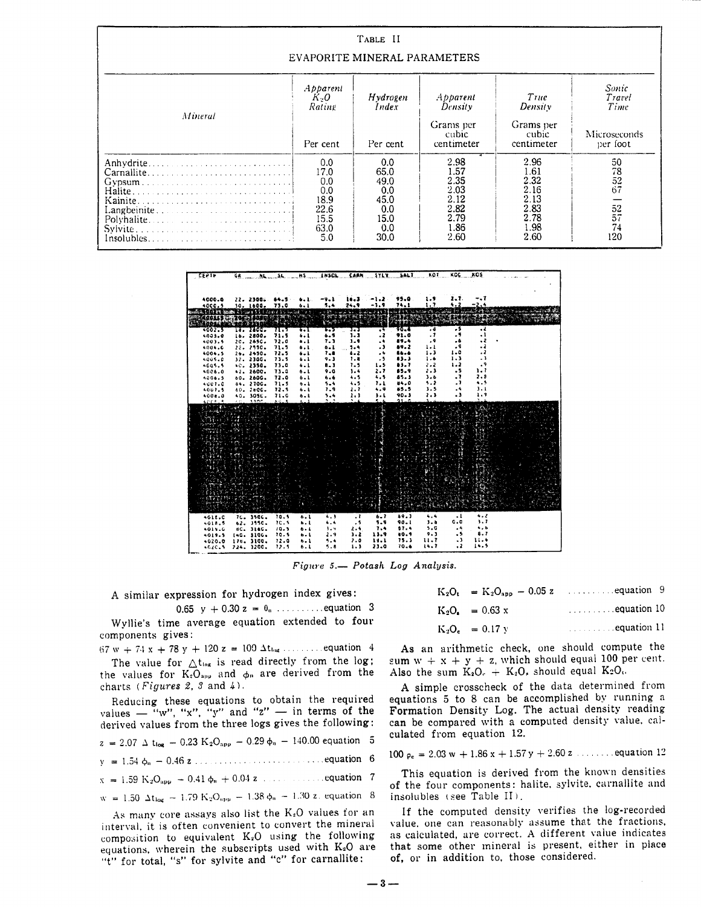TABLE II

EVAPORITE MINERAL PARAMETERS

| Mineral | Apparent $K_2O$ Rating | Hydrogen Index | Apparent Density | True Density | Sonic Travel Time |
|---|---|---|---|---|---|
| | Per cent | Per cent | Grams per cubic centimeter | Grams per cubic centimeter | Microseconds per foot |
| Anhydrite | 0.0 | 0.0 | 2.98 | 2.96 | 50 |
| Carnallite | 17.0 | 65.0 | 1.57 | 1.61 | 78 |
| Gypsum | 0.0 | 49.0 | 2.35 | 2.32 | 52 |
| Halite | 0.0 | 0.0 | 2.03 | 2.16 | 67 |
| Kainite | 18.9 | 45.0 | 2.12 | 2.13 | — |
| Langbeinite | 22.6 | 0.0 | 2.82 | 2.83 | 52 |
| Polyhalite | 15.5 | 15.0 | 2.79 | 2.78 | 57 |
| Sylvite | 63.0 | 0.0 | 1.86 | 1.98 | 74 |
| Insolubles | 5.0 | 30.0 | 2.60 | 2.60 | 120 |

*Figure 5.— Potash Log Analysis.*

A similar expression for hydrogen index gives:

$$0.65\,y + 0.30\,z = \phi_n \quad \text{.......... equation 3}$$

Wyllie's time average equation extended to four components gives:

$$67\,w + 74\,x + 78\,y + 120\,z = 100\,\Delta t_{log} \quad \text{........ equation 4}$$

The value for $\Delta t_{log}$ is read directly from the log; the values for $K_2O_{app}$ and $\phi_n$ are derived from the charts (*Figures 2, 3* and *4*).

Reducing these equations to obtain the required values — "w", "x", "y" and "z" — in terms of the derived values from the three logs gives the following:

$$z = 2.07\,\Delta t_{log} - 0.23\,K_2O_{app} - 0.29\,\phi_n - 140.00 \quad \text{equation 5}$$

$$y = 1.54\,\phi_n - 0.46\,z \quad \text{........ equation 6}$$

$$x = 1.59\,K_2O_{app} - 0.41\,\phi_n + 0.04\,z \quad \text{........ equation 7}$$

$$w = 1.50\,\Delta t_{log} - 1.79\,K_2O_{app} - 1.38\,\phi_n - 1.30\,z \quad \text{equation 8}$$

As many core assays also list the $K_2O$ values for an interval, it is often convenient to convert the mineral composition to equivalent $K_2O$ using the following equations, wherein the subscripts used with $K_2O$ are "t" for total, "s" for sylvite and "c" for carnallite:

$$K_2O_t = K_2O_{app} - 0.05\,z \quad \text{......... equation 9}$$

$$K_2O_s = 0.63\,x \quad \text{......... equation 10}$$

$$K_2O_c = 0.17\,y \quad \text{......... equation 11}$$

As an arithmetic check, one should compute the sum w + x + y + z, which should equal 100 per cent. Also the sum $K_2O_c + K_2O_s$ should equal $K_2O_t$.

A simple crosscheck of the data determined from equations 5 to 8 can be accomplished by running a Formation Density Log. The actual density reading can be compared with a computed density value, calculated from equation 12.

$$100\,\rho_e = 2.03\,w + 1.86\,x + 1.57\,y + 2.60\,z \quad \text{........ equation 12}$$

This equation is derived from the known densities of the four components: halite, sylvite, carnallite and insolubles (see Table II).

If the computed density verifies the log-recorded value, one can reasonably assume that the fractions, as calculated, are correct. A different value indicates that some other mineral is present, either in place of, or in addition to, those considered.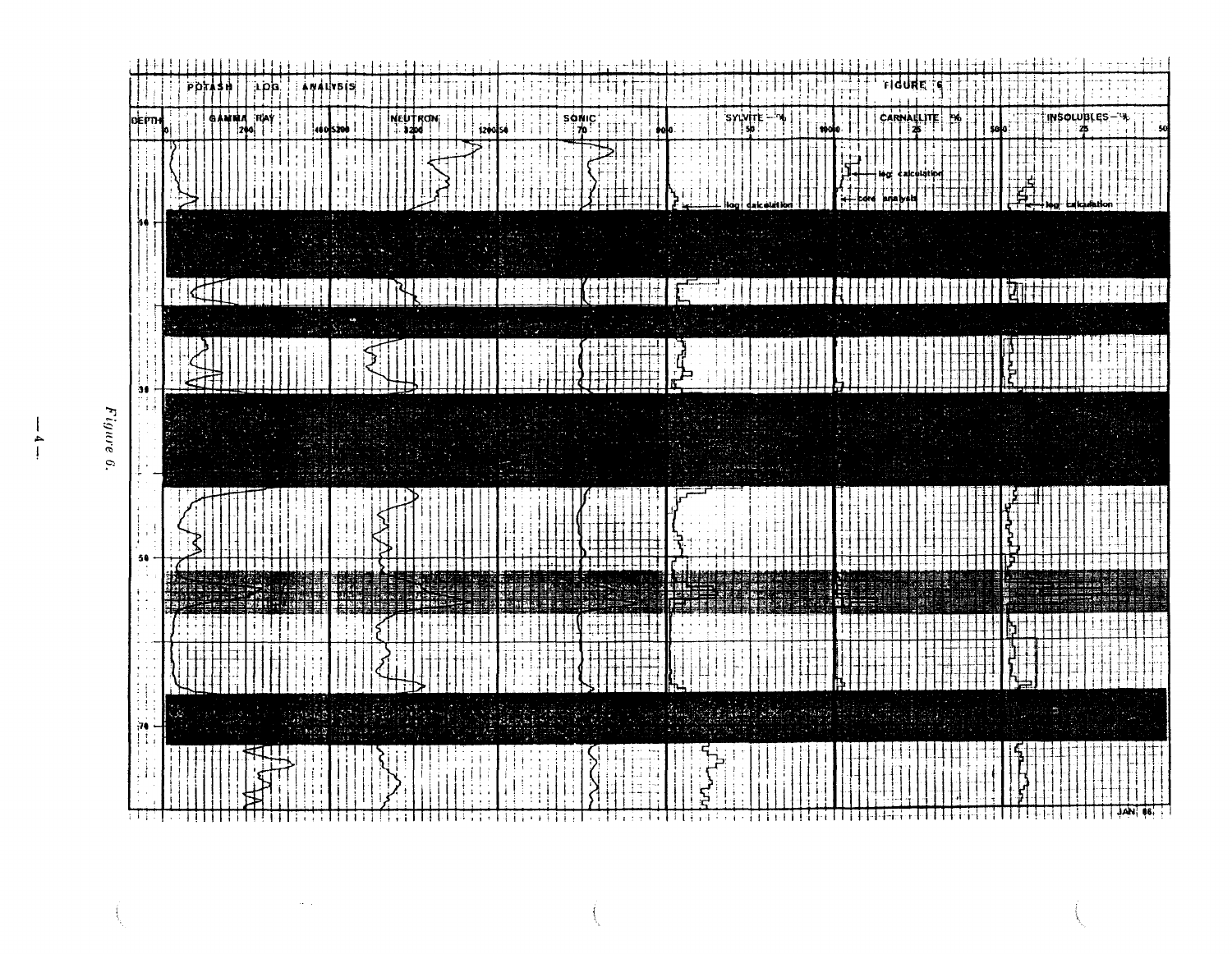POTASH LOG ANALYSIS

FIGURE 6

DEPTH

GAMMA RAY
0 200 400

NEUTRON
5200 3200 1200

SONIC
50 70 90

SYLVITE — %
0 50 100

CARNALLITE %
0 25 50

INSOLUBLES — %
0 25 50

log calculation

core analysis

log calculation

log calculation

10

30

50

70

JAN 86

Figure 6.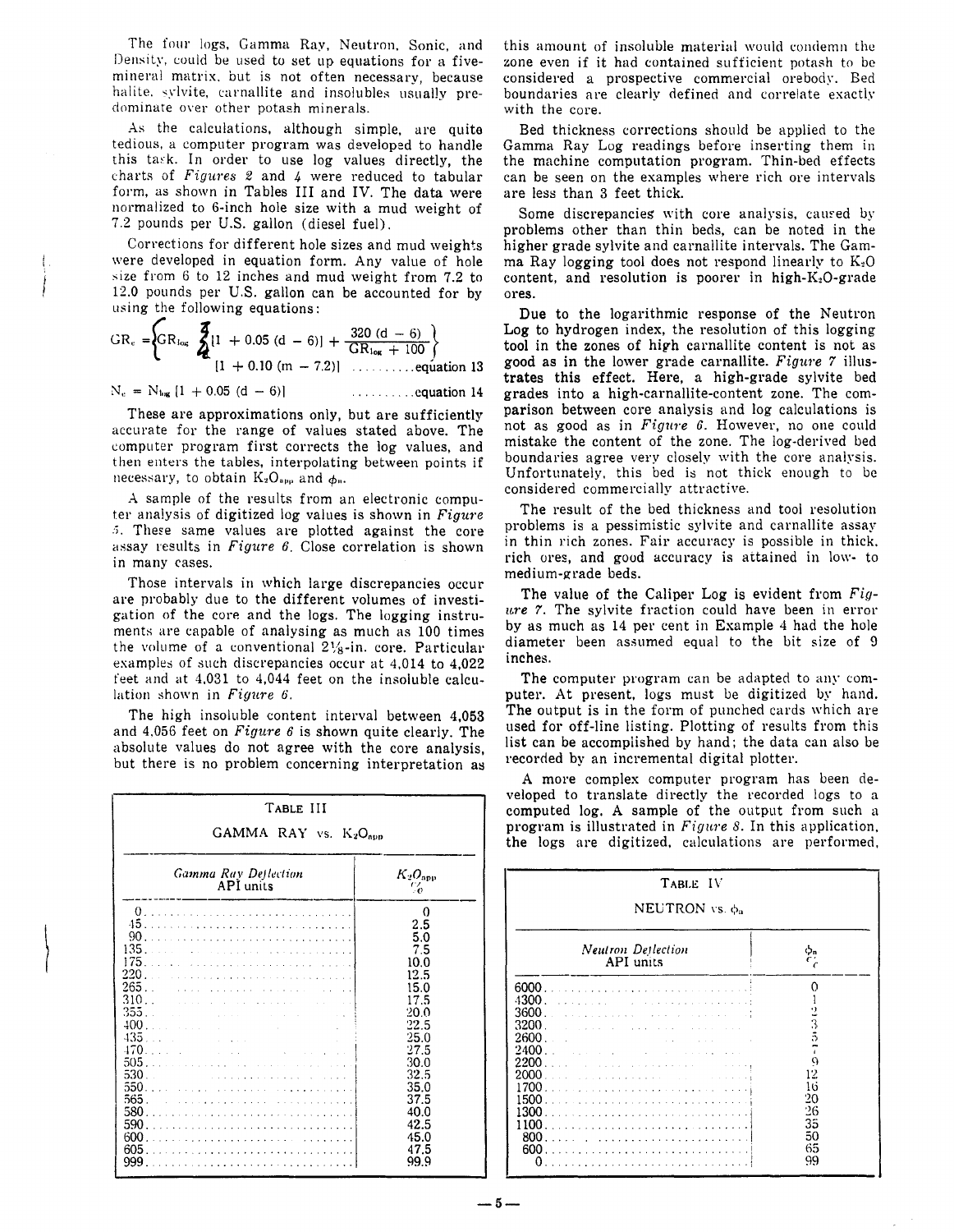The four logs, Gamma Ray, Neutron, Sonic, and Density, could be used to set up equations for a five-mineral matrix, but is not often necessary, because halite, sylvite, carnallite and insolubles usually predominate over other potash minerals.

As the calculations, although simple, are quite tedious, a computer program was developed to handle this task. In order to use log values directly, the charts of *Figures 2* and *4* were reduced to tabular form, as shown in Tables III and IV. The data were normalized to 6-inch hole size with a mud weight of 7.2 pounds per U.S. gallon (diesel fuel).

Corrections for different hole sizes and mud weights were developed in equation form. Any value of hole size from 6 to 12 inches and mud weight from 7.2 to 12.0 pounds per U.S. gallon can be accounted for by using the following equations:

$$GR_c = \left\{ GR_{log} \left\{ [1 + 0.05 (d - 6)] + \frac{320 (d - 6)}{GR_{log} + 100} \right\} [1 + 0.10 (m - 7.2)] \right. \quad \text{equation 13}$$

$$N_c = N_{log} [1 + 0.05 (d - 6)] \quad \text{equation 14}$$

These are approximations only, but are sufficiently accurate for the range of values stated above. The computer program first corrects the log values, and then enters the tables, interpolating between points if necessary, to obtain $K_2O_{app}$ and $\phi_n$.

A sample of the results from an electronic computer analysis of digitized log values is shown in *Figure 5*. These same values are plotted against the core assay results in *Figure 6*. Close correlation is shown in many cases.

Those intervals in which large discrepancies occur are probably due to the different volumes of investigation of the core and the logs. The logging instruments are capable of analysing as much as 100 times the volume of a conventional 2⅛-in. core. Particular examples of such discrepancies occur at 4,014 to 4,022 feet and at 4,031 to 4,044 feet on the insoluble calculation shown in *Figure 6*.

The high insoluble content interval between 4,053 and 4,056 feet on *Figure 6* is shown quite clearly. The absolute values do not agree with the core analysis, but there is no problem concerning interpretation as this amount of insoluble material would condemn the zone even if it had contained sufficient potash to be considered a prospective commercial orebody. Bed boundaries are clearly defined and correlate exactly with the core.

Bed thickness corrections should be applied to the Gamma Ray Log readings before inserting them in the machine computation program. Thin-bed effects can be seen on the examples where rich ore intervals are less than 3 feet thick.

Some discrepancies with core analysis, caused by problems other than thin beds, can be noted in the higher grade sylvite and carnallite intervals. The Gamma Ray logging tool does not respond linearly to $K_2O$ content, and resolution is poorer in high-$K_2O$-grade ores.

Due to the logarithmic response of the Neutron Log to hydrogen index, the resolution of this logging tool in the zones of high carnallite content is not as good as in the lower grade carnallite. *Figure 7* illustrates this effect. Here, a high-grade sylvite bed grades into a high-carnallite-content zone. The comparison between core analysis and log calculations is not as good as in *Figure 6*. However, no one could mistake the content of the zone. The log-derived bed boundaries agree very closely with the core analysis. Unfortunately, this bed is not thick enough to be considered commercially attractive.

The result of the bed thickness and tool resolution problems is a pessimistic sylvite and carnallite assay in thin rich zones. Fair accuracy is possible in thick, rich ores, and good accuracy is attained in low- to medium-grade beds.

The value of the Caliper Log is evident from *Figure 7*. The sylvite fraction could have been in error by as much as 14 per cent in Example 4 had the hole diameter been assumed equal to the bit size of 9 inches.

The computer program can be adapted to any computer. At present, logs must be digitized by hand. The output is in the form of punched cards which are used for off-line listing. Plotting of results from this list can be accomplished by hand; the data can also be recorded by an incremental digital plotter.

A more complex computer program has been developed to translate directly the recorded logs to a computed log. A sample of the output from such a program is illustrated in *Figure 8*. In this application, the logs are digitized, calculations are performed,

TABLE III

GAMMA RAY vs. $K_2O_{app}$

| *Gamma Ray Deflection* API units | $K_2O_{app}$ % |
|---|---|
| 0 | 0 |
| 45 | 2.5 |
| 90 | 5.0 |
| 135 | 7.5 |
| 175 | 10.0 |
| 220 | 12.5 |
| 265 | 15.0 |
| 310 | 17.5 |
| 355 | 20.0 |
| 400 | 22.5 |
| 435 | 25.0 |
| 470 | 27.5 |
| 505 | 30.0 |
| 530 | 32.5 |
| 550 | 35.0 |
| 565 | 37.5 |
| 580 | 40.0 |
| 590 | 42.5 |
| 600 | 45.0 |
| 605 | 47.5 |
| 999 | 99.9 |

TABLE IV

NEUTRON vs. $\phi_n$

| *Neutron Deflection* API units | $\phi_n$ % |
|---|---|
| 6000 | 0 |
| 4300 | 1 |
| 3600 | 2 |
| 3200 | 3 |
| 2600 | 5 |
| 2400 | 7 |
| 2200 | 9 |
| 2000 | 12 |
| 1700 | 16 |
| 1500 | 20 |
| 1300 | 26 |
| 1100 | 35 |
| 800 | 50 |
| 600 | 65 |
| 0 | 99 |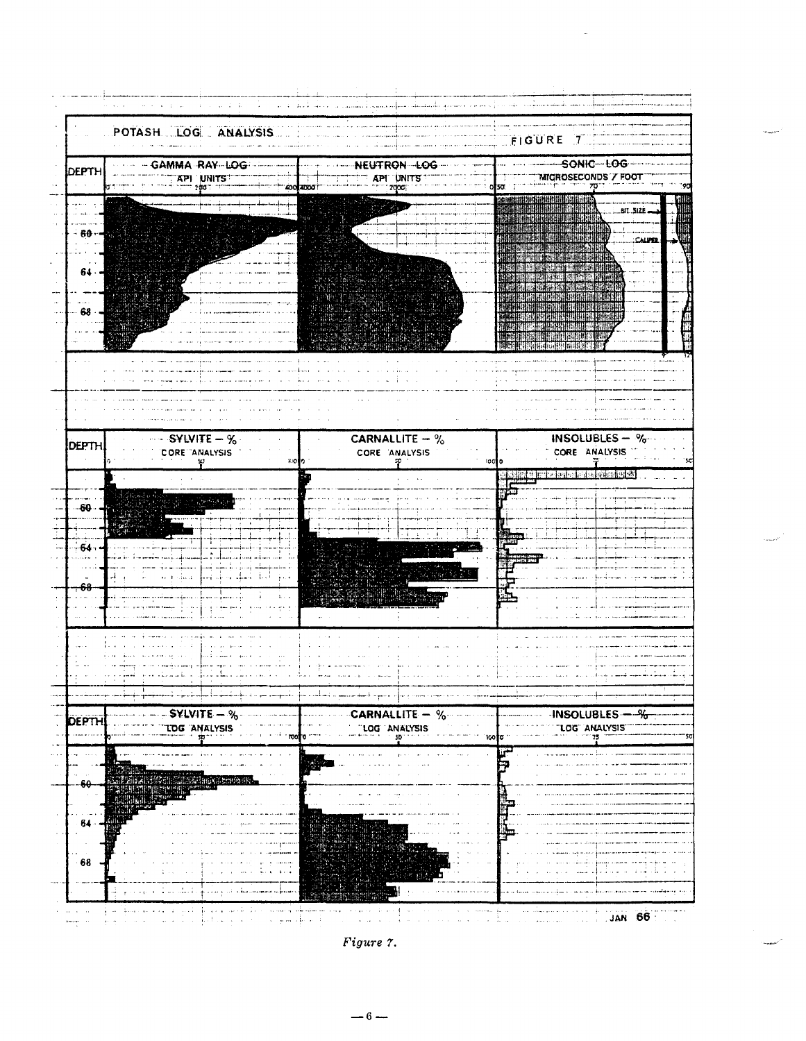POTASH LOG ANALYSIS

FIGURE 7

DEPTH

GAMMA RAY LOG
API UNITS
0 200 400

NEUTRON LOG
API UNITS
4000 2000 0

SONIC LOG
MICROSECONDS / FOOT
50 70 90

BIT SIZE
CALIPER

60
64
68

DEPTH

SYLVITE — %
CORE ANALYSIS
0 50 100

CARNALLITE — %
CORE ANALYSIS
0 50 100

INSOLUBLES — %
CORE ANALYSIS
0 25 50

60
64
68

DEPTH

SYLVITE — %
LOG ANALYSIS
0 50 100

CARNALLITE — %
LOG ANALYSIS
0 50 100

INSOLUBLES — %
LOG ANALYSIS
0 25 50

60
64
68

JAN 66

*Figure 7.*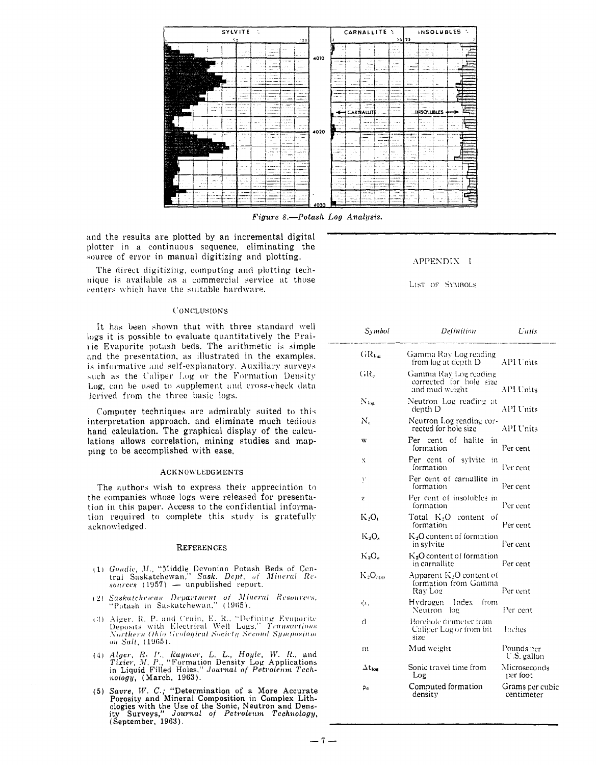SYLVITE %

0 50 100

4010

4020

4030

CARNALLITE %

0 50 25

INSOLUBLES %

0

CARNALLITE

INSOLUBLES

*Figure 8.—Potash Log Analysis.*

and the results are plotted by an incremental digital plotter in a continuous sequence, eliminating the source of error in manual digitizing and plotting.

The direct digitizing, computing and plotting technique is available as a commercial service at those centers which have the suitable hardware.

### CONCLUSIONS

It has been shown that with three standard well logs it is possible to evaluate quantitatively the Prairie Evaporite potash beds. The arithmetic is simple and the presentation, as illustrated in the examples, is informative and self-explanatory. Auxiliary surveys such as the Caliper Log or the Formation Density Log, can be used to supplement and cross-check data derived from the three basic logs.

Computer techniques are admirably suited to this interpretation approach, and eliminate much tedious hand calculation. The graphical display of the calculations allows correlation, mining studies and mapping to be accomplished with ease.

### ACKNOWLEDGMENTS

The authors wish to express their appreciation to the companies whose logs were released for presentation in this paper. Access to the confidential information required to complete this study is gratefully acknowledged.

### REFERENCES

(1) *Goudie, M.*, "Middle Devonian Potash Beds of Central Saskatchewan," *Sask. Dept. of Mineral Resources* (1957) — unpublished report.

(2) *Saskatchewan Department of Mineral Resources*, "Potash in Saskatchewan," (1965).

(3) Alger, R. P. and Crain, E. R., "Defining Evaporite Deposits with Electrical Well Logs," *Transactions Northern Ohio Geological Society Second Symposium on Salt*, (1965).

(4) *Alger, R. P., Raymer, L. L., Hoyle, W. R.*, and *Tixier, M. P.*, "Formation Density Log Applications in Liquid Filled Holes," *Journal of Petroleum Technology*, (March, 1963).

(5) *Savre, W. C.*; "Determination of a More Accurate Porosity and Mineral Composition in Complex Lithologies with the Use of the Sonic, Neutron and Density Surveys," *Journal of Petroleum Technology*, (September, 1963).

## APPENDIX I

### LIST OF SYMBOLS

| *Symbol* | *Definition* | *Units* |
|---|---|---|
| $GR_{log}$ | Gamma Ray Log reading from log at depth D | API Units |
| $GR_c$ | Gamma Ray Log reading corrected for hole size and mud weight | API Units |
| $N_{log}$ | Neutron Log reading at depth D | API Units |
| $N_c$ | Neutron Log reading corrected for hole size | API Units |
| w | Per cent of halite in formation | Per cent |
| x | Per cent of sylvite in formation | Per cent |
| y | Per cent of carnallite in formation | Per cent |
| z | Per cent of insolubles in formation | Per cent |
| $K_2O_t$ | Total $K_2O$ content of formation | Per cent |
| $K_2O_s$ | $K_2O$ content of formation in sylvite | Per cent |
| $K_2O_c$ | $K_2O$ content of formation in carnallite | Per cent |
| $K_2O_{app}$ | Apparent $K_2O$ content of formation from Gamma Ray Log | Per cent |
| $\phi_n$ | Hydrogen Index from Neutron log | Per cent |
| d | Borehole diameter from Caliper Log or from bit size | Inches |
| m | Mud weight | Pounds per U.S. gallon |
| $\Delta t_{log}$ | Sonic travel time from Log | Microseconds per foot |
| $\rho_c$ | Computed formation density | Grams per cubic centimeter |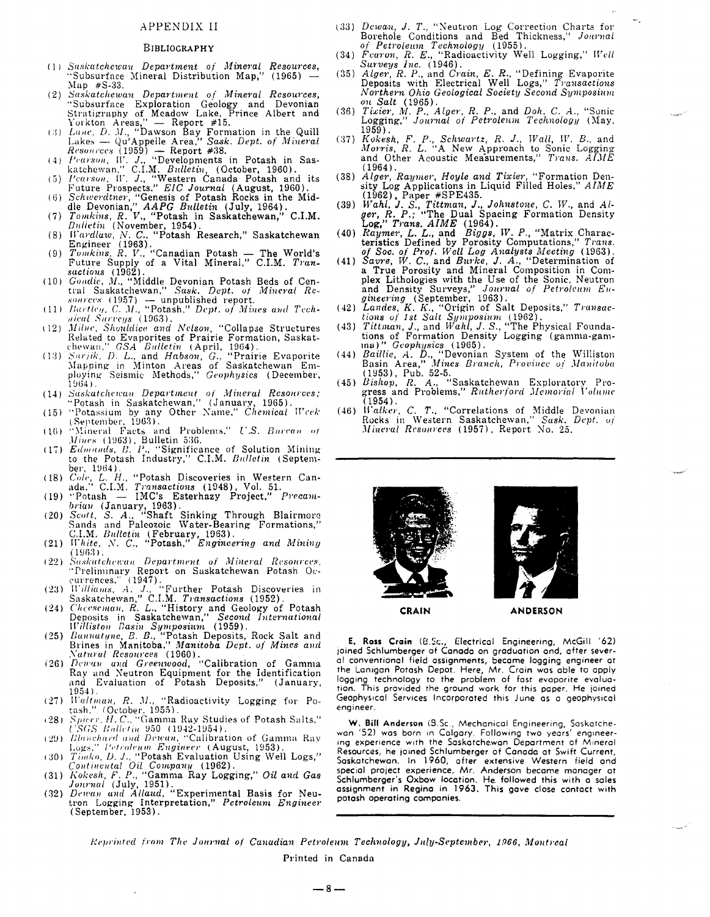## APPENDIX II

### BIBLIOGRAPHY

(1) *Saskatchewan Department of Mineral Resources*, "Subsurface Mineral Distribution Map," (1965) — Map #S-33.

(2) *Saskatchewan Department of Mineral Resources*, "Subsurface Exploration Geology and Devonian Stratigraphy of Meadow Lake, Prince Albert and Yorkton Areas," — Report #15.

(3) *Lane, D. M.*, "Dawson Bay Formation in the Quill Lakes — Qu'Appelle Area," *Sask. Dept. of Mineral Resources* (1959) — Report #38.

(4) *Pearson, W. J.*, "Developments in Potash in Saskatchewan," C.I.M. *Bulletin*, (October, 1960).

(5) *Pearson, W. J.*, "Western Canada Potash and its Future Prospects," *EIC Journal* (August, 1960).

(6) *Schwerdtner*, "Genesis of Potash Rocks in the Middle Devonian," *AAPG Bulletin* (July, 1964).

(7) *Tomkins, R. V.*, "Potash in Saskatchewan," C.I.M. *Bulletin* (November, 1954).

(8) *Wardlaw, N. C.*, "Potash Research," Saskatchewan Engineer (1963).

(9) *Tomkins, R. V.*, "Canadian Potash — The World's Future Supply of a Vital Mineral," C.I.M. *Transactions* (1962).

(10) *Goudie, M.*, "Middle Devonian Potash Beds of Central Saskatchewan," *Sask. Dept. of Mineral Resources* (1957) — unpublished report.

(11) *Bartley, C. M.*, "Potash," *Dept. of Mines and Technical Surveys* (1963).

(12) *Milne, Shouldice and Nelson*, "Collapse Structures Related to Evaporites of Prairie Formation, Saskatchewan," *GSA Bulletin* (April, 1964).

(13) *Sarjik, D. L.*, and *Habson, G.*, "Prairie Evaporite Mapping in Minton Areas of Saskatchewan Employing Seismic Methods," *Geophysics* (December, 1964).

(14) *Saskatchewan Department of Mineral Resources*; "Potash in Saskatchewan," (January, 1965).

(15) "Potassium by any Other Name," *Chemical Week* (September, 1963).

(16) "Mineral Facts and Problems," *U.S. Bureau of Mines* (1963), Bulletin 536.

(17) *Edmunds, B. P.*, "Significance of Solution Mining to the Potash Industry," C.I.M. *Bulletin* (September, 1964).

(18) *Cole, L. H.*, "Potash Discoveries in Western Canada," C.I.M. *Transactions* (1948), Vol. 51.

(19) "Potash — IMC's Esterhazy Project," *Precambrian* (January, 1963).

(20) *Scott, S. A.*, "Shaft Sinking Through Blairmore Sands and Paleozoic Water-Bearing Formations," C.I.M. *Bulletin* (February, 1963).

(21) *White, N. C.*, "Potash," *Engineering and Mining* (1963).

(22) *Saskatchewan Department of Mineral Resources*, "Preliminary Report on Saskatchewan Potash Occurrences," (1947).

(23) *Williams, A. J.*, "Further Potash Discoveries in Saskatchewan," C.I.M. *Transactions* (1952).

(24) *Cheeseman, R. L.*, "History and Geology of Potash Deposits in Saskatchewan," *Second International Williston Basin Symposium* (1959).

(25) *Bannatyne, B. B.*, "Potash Deposits, Rock Salt and Brines in Manitoba," *Manitoba Dept. of Mines and Natural Resources* (1960).

(26) *Dewan and Greenwood*, "Calibration of Gamma Ray and Neutron Equipment for the Identification and Evaluation of Potash Deposits," (January, 1954).

(27) *Waltman, R. M.*, "Radioactivity Logging for Potash," (October, 1955).

(28) *Spicer, H. C.*, "Gamma Ray Studies of Potash Salts," *USGS Bulletin* 950 (1942-1954).

(29) *Blanchard and Dewan*, "Calibration of Gamma Ray Logs," *Petroleum Engineer* (August, 1953).

(30) *Timko, D. J.*, "Potash Evaluation Using Well Logs," *Continental Oil Company* (1962).

(31) *Kokesh, F. P.*, "Gamma Ray Logging," *Oil and Gas Journal* (July, 1951).

(32) *Dewan and Allaud*, "Experimental Basis for Neutron Logging Interpretation," *Petroleum Engineer* (September, 1953).

(33) *Dewan, J. T.*, "Neutron Log Correction Charts for Borehole Conditions and Bed Thickness," *Journal of Petroleum Technology* (1955).

(34) *Fearon, R. E.*, "Radioactivity Well Logging," *Well Surveys Inc.* (1946).

(35) *Alger, R. P.*, and *Crain, E. R.*, "Defining Evaporite Deposits with Electrical Well Logs," *Transactions Northern Ohio Geological Society Second Symposium on Salt* (1965).

(36) *Tixier, M. P.*, *Alger, R. P.*, and *Doh, C. A.*, "Sonic Logging," *Journal of Petroleum Technology* (May, 1959).

(37) *Kokesh, F. P.*, *Schwartz, R. J.*, *Wall, W. B.*, and *Morris, R. L.* "A New Approach to Sonic Logging and Other Acoustic Measurements," *Trans. AIME* (1964).

(38) *Alger, Raymer, Hoyle and Tixier*, "Formation Density Log Applications in Liquid Filled Holes," *AIME* (1962), Paper #SPE435.

(39) *Wahl, J. S.*, *Tittman, J.*, *Johnstone, C. W.*, and *Alger, R. P.*; "The Dual Spacing Formation Density Log," *Trans. AIME* (1964).

(40) *Raymer, L. L.*, and *Biggs, W. P.*, "Matrix Characteristics Defined by Porosity Computations," *Trans. of Soc. of Prof. Well Log Analysts Meeting* (1963).

(41) *Savre, W. C.*, and *Burke, J. A.*, "Determination of a True Porosity and Mineral Composition in Complex Lithologies with the Use of the Sonic, Neutron and Density Surveys," *Journal of Petroleum Engineering* (September, 1963).

(42) *Landes, K. K.*, "Origin of Salt Deposits," *Transactions of 1st Salt Symposium* (1962).

(43) *Tittman, J.*, and *Wahl, J. S.*, "The Physical Foundations of Formation Density Logging (gamma-gamma)" *Geophysics* (1965).

(44) *Baillie, A. D.*, "Devonian System of the Williston Basin Area," *Mines Branch, Province of Manitoba* (1953), Pub. 52-5.

(45) *Bishop, R. A.*, "Saskatchewan Exploratory Progress and Problems," *Rutherford Memorial Volume* (1954).

(46) *Walker, C. T.*, "Correlations of Middle Devonian Rocks in Western Saskatchewan," *Sask. Dept. of Mineral Resources* (1957), Report No. 25.

---

CRAIN

ANDERSON

**E. Ross Crain** (B.Sc., Electrical Engineering, McGill '62) joined Schlumberger of Canada on graduation and, after several conventional field assignments, became logging engineer at the Lanigan Potash Depot. Here, Mr. Crain was able to apply logging technology to the problem of fast evaporite evaluation. This provided the ground work for this paper. He joined Geophysical Services Incorporated this June as a geophysical engineer.

**W. Bill Anderson** (B.Sc., Mechanical Engineering, Saskatchewan '52) was born in Calgary. Following two years' engineering experience with the Saskatchewan Department of Mineral Resources, he joined Schlumberger of Canada at Swift Current, Saskatchewan. In 1960, after extensive Western field and special project experience, Mr. Anderson became manager at Schlumberger's Oxbow location. He followed this with a sales assignment in Regina in 1963. This gave close contact with potash operating companies.

---

*Reprinted from The Journal of Canadian Petroleum Technology, July-September, 1966, Montreal*

Printed in Canada